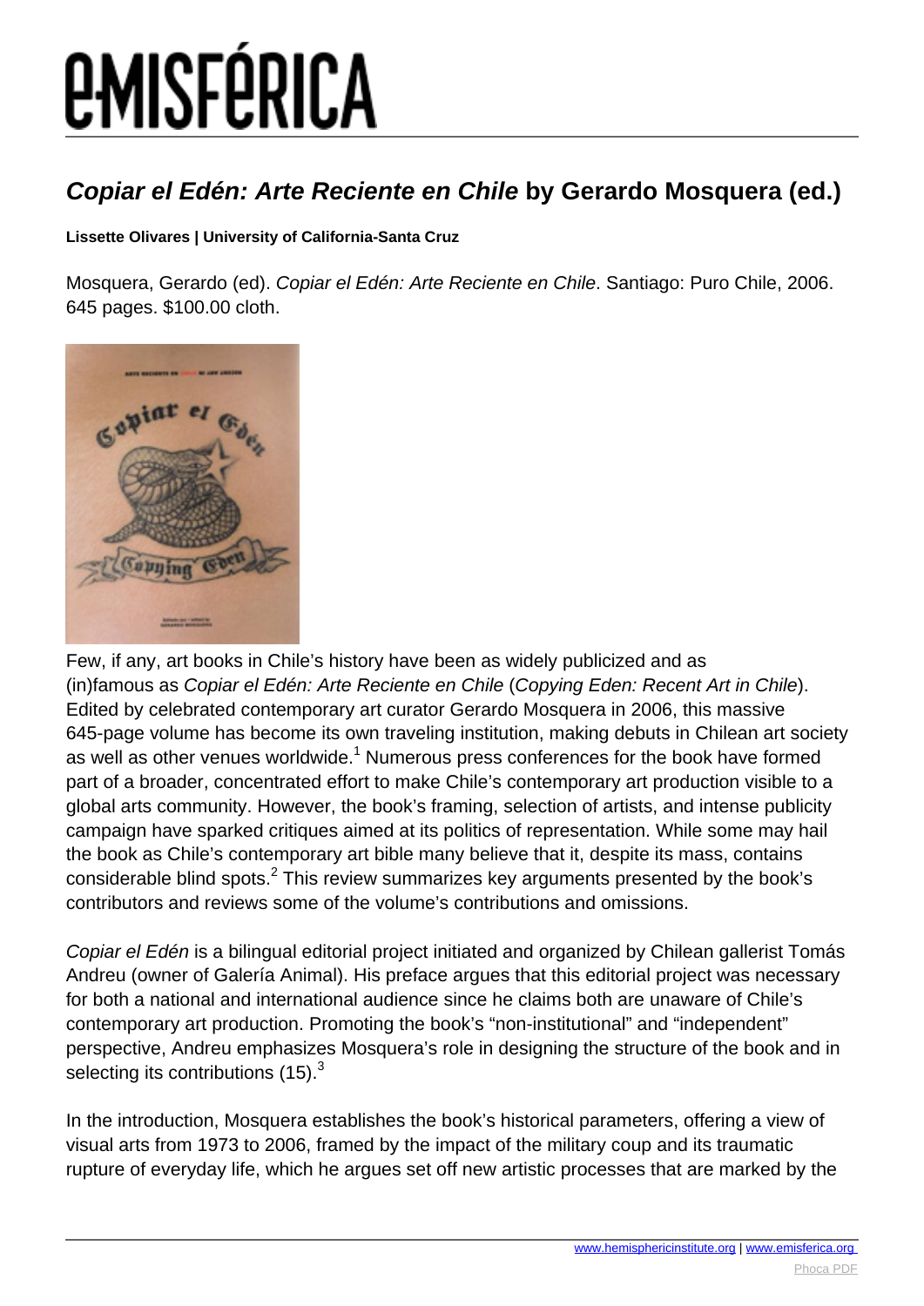# *Copiar el Edén: Arte Reciente en Chile* by Gerardo Mosquera (ed.)

**Lissette Olivares | University of California-Santa Cruz**

Mosquera, Gerardo (ed). *Copiar el Edén: Arte Reciente en Chile*. Santiago: Puro Chile, 2006. 645 pages. $100.00 cloth.

Few, if any, art books in Chile's history have been as widely publicized and as (in)famous as *Copiar el Edén: Arte Reciente en Chile* (*Copying Eden: Recent Art in Chile*). Edited by celebrated contemporary art curator Gerardo Mosquera in 2006, this massive 645-page volume has become its own traveling institution, making debuts in Chilean art society as well as other venues worldwide.[1] Numerous press conferences for the book have formed part of a broader, concentrated effort to make Chile's contemporary art production visible to a global arts community. However, the book's framing, selection of artists, and intense publicity campaign have sparked critiques aimed at its politics of representation. While some may hail the book as Chile's contemporary art bible many believe that it, despite its mass, contains considerable blind spots.[2] This review summarizes key arguments presented by the book's contributors and reviews some of the volume's contributions and omissions.

*Copiar el Edén* is a bilingual editorial project initiated and organized by Chilean gallerist Tomás Andreu (owner of Galería Animal). His preface argues that this editorial project was necessary for both a national and international audience since he claims both are unaware of Chile's contemporary art production. Promoting the book's "non-institutional" and "independent" perspective, Andreu emphasizes Mosquera's role in designing the structure of the book and in selecting its contributions (15).[3]

In the introduction, Mosquera establishes the book's historical parameters, offering a view of visual arts from 1973 to 2006, framed by the impact of the military coup and its traumatic rupture of everyday life, which he argues set off new artistic processes that are marked by the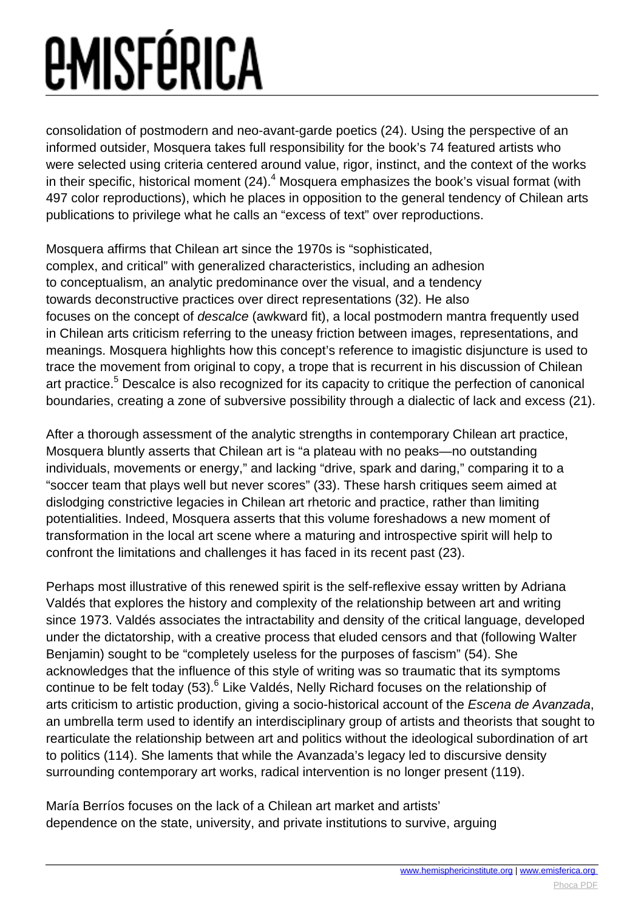consolidation of postmodern and neo-avant-garde poetics (24). Using the perspective of an informed outsider, Mosquera takes full responsibility for the book's 74 featured artists who were selected using criteria centered around value, rigor, instinct, and the context of the works in their specific, historical moment (24).[4] Mosquera emphasizes the book's visual format (with 497 color reproductions), which he places in opposition to the general tendency of Chilean arts publications to privilege what he calls an "excess of text" over reproductions.

Mosquera affirms that Chilean art since the 1970s is "sophisticated, complex, and critical" with generalized characteristics, including an adhesion to conceptualism, an analytic predominance over the visual, and a tendency towards deconstructive practices over direct representations (32). He also focuses on the concept of *descalce* (awkward fit), a local postmodern mantra frequently used in Chilean arts criticism referring to the uneasy friction between images, representations, and meanings. Mosquera highlights how this concept's reference to imagistic disjuncture is used to trace the movement from original to copy, a trope that is recurrent in his discussion of Chilean art practice.[5] Descalce is also recognized for its capacity to critique the perfection of canonical boundaries, creating a zone of subversive possibility through a dialectic of lack and excess (21).

After a thorough assessment of the analytic strengths in contemporary Chilean art practice, Mosquera bluntly asserts that Chilean art is "a plateau with no peaks—no outstanding individuals, movements or energy," and lacking "drive, spark and daring," comparing it to a "soccer team that plays well but never scores" (33). These harsh critiques seem aimed at dislodging constrictive legacies in Chilean art rhetoric and practice, rather than limiting potentialities. Indeed, Mosquera asserts that this volume foreshadows a new moment of transformation in the local art scene where a maturing and introspective spirit will help to confront the limitations and challenges it has faced in its recent past (23).

Perhaps most illustrative of this renewed spirit is the self-reflexive essay written by Adriana Valdés that explores the history and complexity of the relationship between art and writing since 1973. Valdés associates the intractability and density of the critical language, developed under the dictatorship, with a creative process that eluded censors and that (following Walter Benjamin) sought to be "completely useless for the purposes of fascism" (54). She acknowledges that the influence of this style of writing was so traumatic that its symptoms continue to be felt today (53).[6] Like Valdés, Nelly Richard focuses on the relationship of arts criticism to artistic production, giving a socio-historical account of the *Escena de Avanzada*, an umbrella term used to identify an interdisciplinary group of artists and theorists that sought to rearticulate the relationship between art and politics without the ideological subordination of art to politics (114). She laments that while the Avanzada's legacy led to discursive density surrounding contemporary art works, radical intervention is no longer present (119).

María Berríos focuses on the lack of a Chilean art market and artists' dependence on the state, university, and private institutions to survive, arguing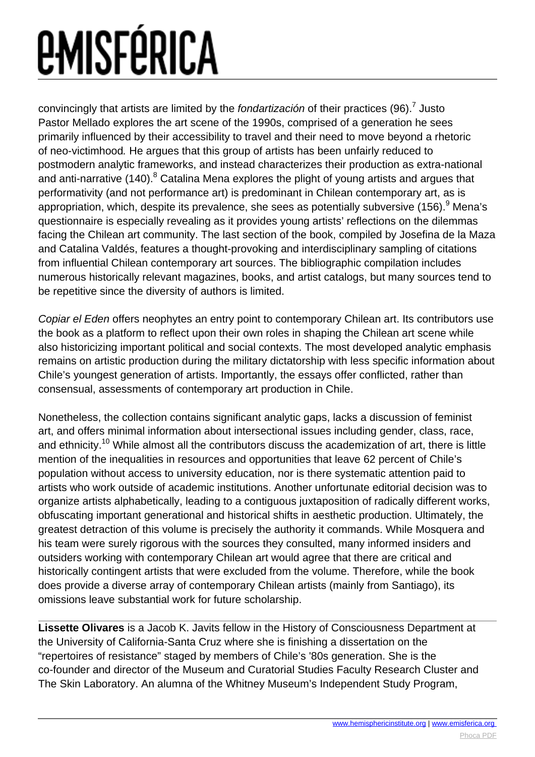convincingly that artists are limited by the *fondartización* of their practices (96).[7] Justo Pastor Mellado explores the art scene of the 1990s, comprised of a generation he sees primarily influenced by their accessibility to travel and their need to move beyond a rhetoric of neo-victimhood. He argues that this group of artists has been unfairly reduced to postmodern analytic frameworks, and instead characterizes their production as extra-national and anti-narrative (140).[8] Catalina Mena explores the plight of young artists and argues that performativity (and not performance art) is predominant in Chilean contemporary art, as is appropriation, which, despite its prevalence, she sees as potentially subversive (156).[9] Mena's questionnaire is especially revealing as it provides young artists' reflections on the dilemmas facing the Chilean art community. The last section of the book, compiled by Josefina de la Maza and Catalina Valdés, features a thought-provoking and interdisciplinary sampling of citations from influential Chilean contemporary art sources. The bibliographic compilation includes numerous historically relevant magazines, books, and artist catalogs, but many sources tend to be repetitive since the diversity of authors is limited.

*Copiar el Eden* offers neophytes an entry point to contemporary Chilean art. Its contributors use the book as a platform to reflect upon their own roles in shaping the Chilean art scene while also historicizing important political and social contexts. The most developed analytic emphasis remains on artistic production during the military dictatorship with less specific information about Chile's youngest generation of artists. Importantly, the essays offer conflicted, rather than consensual, assessments of contemporary art production in Chile.

Nonetheless, the collection contains significant analytic gaps, lacks a discussion of feminist art, and offers minimal information about intersectional issues including gender, class, race, and ethnicity.[10] While almost all the contributors discuss the academization of art, there is little mention of the inequalities in resources and opportunities that leave 62 percent of Chile's population without access to university education, nor is there systematic attention paid to artists who work outside of academic institutions. Another unfortunate editorial decision was to organize artists alphabetically, leading to a contiguous juxtaposition of radically different works, obfuscating important generational and historical shifts in aesthetic production. Ultimately, the greatest detraction of this volume is precisely the authority it commands. While Mosquera and his team were surely rigorous with the sources they consulted, many informed insiders and outsiders working with contemporary Chilean art would agree that there are critical and historically contingent artists that were excluded from the volume. Therefore, while the book does provide a diverse array of contemporary Chilean artists (mainly from Santiago), its omissions leave substantial work for future scholarship.

---

**Lissette Olivares** is a Jacob K. Javits fellow in the History of Consciousness Department at the University of California-Santa Cruz where she is finishing a dissertation on the "repertoires of resistance" staged by members of Chile's '80s generation. She is the co-founder and director of the Museum and Curatorial Studies Faculty Research Cluster and The Skin Laboratory. An alumna of the Whitney Museum's Independent Study Program,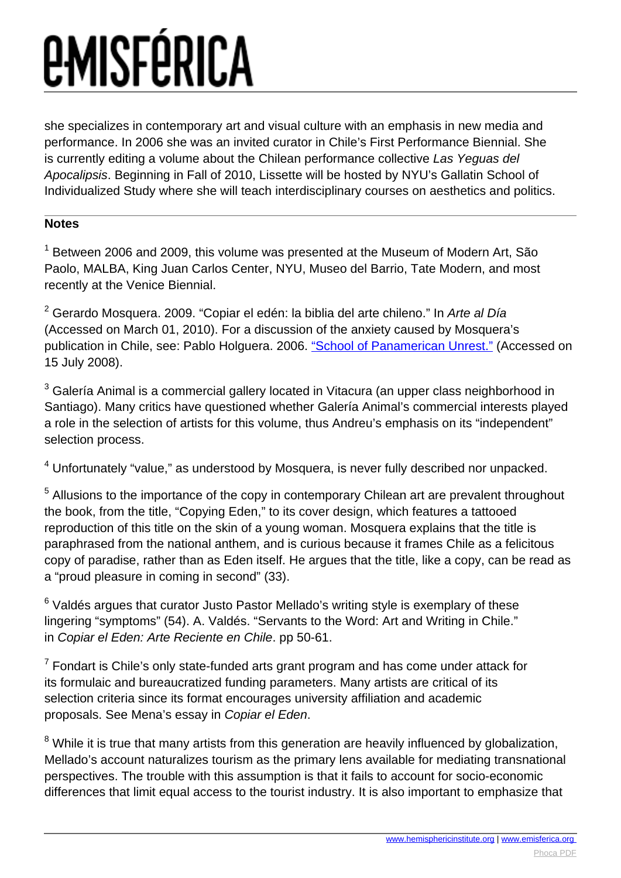she specializes in contemporary art and visual culture with an emphasis in new media and performance. In 2006 she was an invited curator in Chile's First Performance Biennial. She is currently editing a volume about the Chilean performance collective *Las Yeguas del Apocalipsis*. Beginning in Fall of 2010, Lissette will be hosted by NYU's Gallatin School of Individualized Study where she will teach interdisciplinary courses on aesthetics and politics.

---

**Notes**

[1] Between 2006 and 2009, this volume was presented at the Museum of Modern Art, São Paolo, MALBA, King Juan Carlos Center, NYU, Museo del Barrio, Tate Modern, and most recently at the Venice Biennial.

[2] Gerardo Mosquera. 2009. "Copiar el edén: la biblia del arte chileno." In *Arte al Día* (Accessed on March 01, 2010). For a discussion of the anxiety caused by Mosquera's publication in Chile, see: Pablo Holguera. 2006. "School of Panamerican Unrest." (Accessed on 15 July 2008).

[3] Galería Animal is a commercial gallery located in Vitacura (an upper class neighborhood in Santiago). Many critics have questioned whether Galería Animal's commercial interests played a role in the selection of artists for this volume, thus Andreu's emphasis on its "independent" selection process.

[4] Unfortunately "value," as understood by Mosquera, is never fully described nor unpacked.

[5] Allusions to the importance of the copy in contemporary Chilean art are prevalent throughout the book, from the title, "Copying Eden," to its cover design, which features a tattooed reproduction of this title on the skin of a young woman. Mosquera explains that the title is paraphrased from the national anthem, and is curious because it frames Chile as a felicitous copy of paradise, rather than as Eden itself. He argues that the title, like a copy, can be read as a "proud pleasure in coming in second" (33).

[6] Valdés argues that curator Justo Pastor Mellado's writing style is exemplary of these lingering "symptoms" (54). A. Valdés. "Servants to the Word: Art and Writing in Chile." in *Copiar el Eden: Arte Reciente en Chile*. pp 50-61.

[7] Fondart is Chile's only state-funded arts grant program and has come under attack for its formulaic and bureaucratized funding parameters. Many artists are critical of its selection criteria since its format encourages university affiliation and academic proposals. See Mena's essay in *Copiar el Eden*.

[8] While it is true that many artists from this generation are heavily influenced by globalization, Mellado's account naturalizes tourism as the primary lens available for mediating transnational perspectives. The trouble with this assumption is that it fails to account for socio-economic differences that limit equal access to the tourist industry. It is also important to emphasize that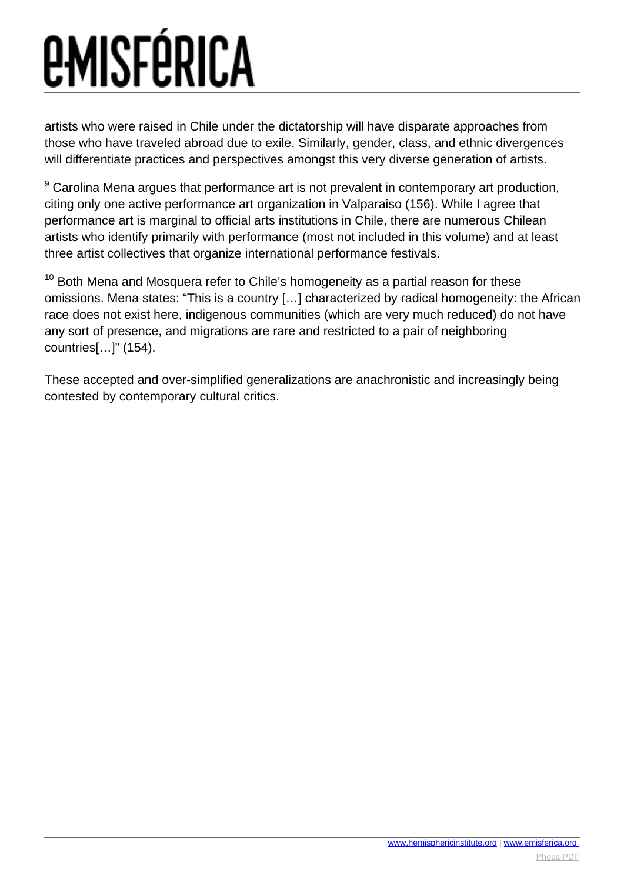artists who were raised in Chile under the dictatorship will have disparate approaches from those who have traveled abroad due to exile. Similarly, gender, class, and ethnic divergences will differentiate practices and perspectives amongst this very diverse generation of artists.

[9] Carolina Mena argues that performance art is not prevalent in contemporary art production, citing only one active performance art organization in Valparaiso (156). While I agree that performance art is marginal to official arts institutions in Chile, there are numerous Chilean artists who identify primarily with performance (most not included in this volume) and at least three artist collectives that organize international performance festivals.

[10] Both Mena and Mosquera refer to Chile's homogeneity as a partial reason for these omissions. Mena states: "This is a country […] characterized by radical homogeneity: the African race does not exist here, indigenous communities (which are very much reduced) do not have any sort of presence, and migrations are rare and restricted to a pair of neighboring countries[…]" (154).

These accepted and over-simplified generalizations are anachronistic and increasingly being contested by contemporary cultural critics.